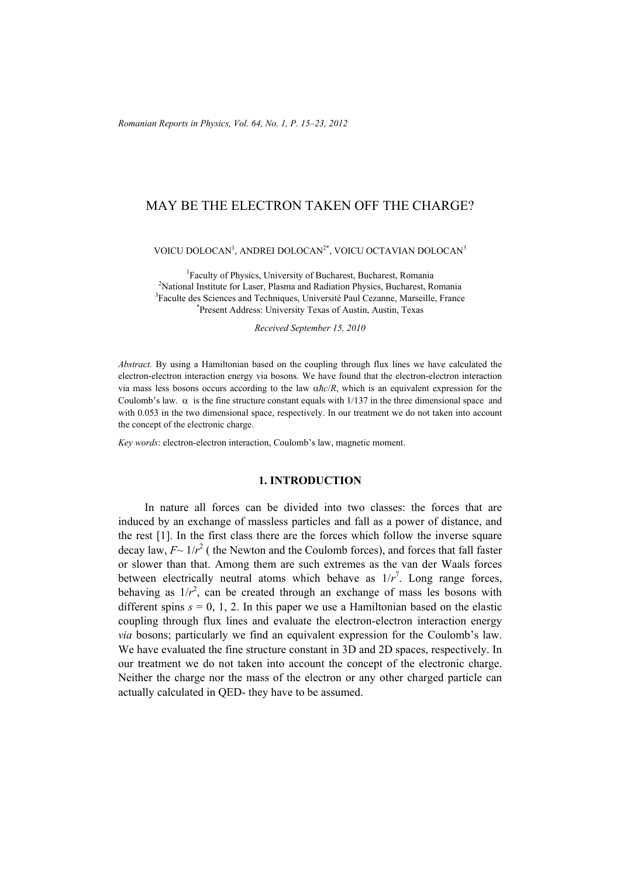# MAY BE THE ELECTRON TAKEN OFF THE CHARGE?

VOICU DOLOCAN[1], ANDREI DOLOCAN[2*], VOICU OCTAVIAN DOLOCAN[3]

[1]Faculty of Physics, University of Bucharest, Bucharest, Romania
[2]National Institute for Laser, Plasma and Radiation Physics, Bucharest, Romania
[3]Faculte des Sciences and Techniques, Université Paul Cezanne, Marseille, France
[*]Present Address: University Texas of Austin, Austin, Texas

*Received September 15, 2010*

*Abstract.* By using a Hamiltonian based on the coupling through flux lines we have calculated the electron-electron interaction energy via bosons. We have found that the electron-electron interaction via mass less bosons occurs according to the law $\alpha\hbar c/R$, which is an equivalent expression for the Coulomb's law. $\alpha$ is the fine structure constant equals with 1/137 in the three dimensional space and with 0.053 in the two dimensional space, respectively. In our treatment we do not taken into account the concept of the electronic charge.

*Key words*: electron-electron interaction, Coulomb's law, magnetic moment.

## 1. INTRODUCTION

In nature all forces can be divided into two classes: the forces that are induced by an exchange of massless particles and fall as a power of distance, and the rest [1]. In the first class there are the forces which follow the inverse square decay law, $F\sim 1/r^2$ ( the Newton and the Coulomb forces), and forces that fall faster or slower than that. Among them are such extremes as the van der Waals forces between electrically neutral atoms which behave as $1/r^7$. Long range forces, behaving as $1/r^2$, can be created through an exchange of mass les bosons with different spins $s = 0, 1, 2$. In this paper we use a Hamiltonian based on the elastic coupling through flux lines and evaluate the electron-electron interaction energy *via* bosons; particularly we find an equivalent expression for the Coulomb's law. We have evaluated the fine structure constant in 3D and 2D spaces, respectively. In our treatment we do not taken into account the concept of the electronic charge. Neither the charge nor the mass of the electron or any other charged particle can actually calculated in QED- they have to be assumed.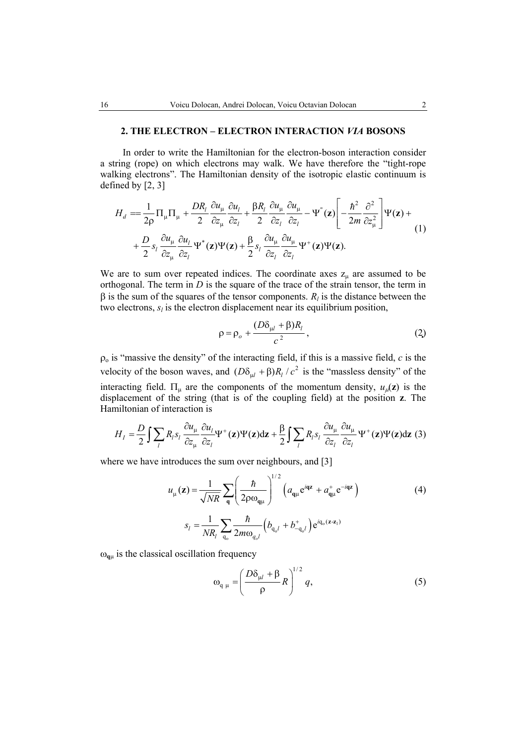## 2. THE ELECTRON – ELECTRON INTERACTION *VIA* BOSONS

In order to write the Hamiltonian for the electron-boson interaction consider a string (rope) on which electrons may walk. We have therefore the "tight-rope walking electrons". The Hamiltonian density of the isotropic elastic continuum is defined by [2, 3]

$$H_d == \frac{1}{2\rho}\Pi_\mu\Pi_\mu + \frac{DR_l}{2}\frac{\partial u_\mu}{\partial z_\mu}\frac{\partial u_l}{\partial z_l} + \frac{\beta R_l}{2}\frac{\partial u_\mu}{\partial z_l}\frac{\partial u_\mu}{\partial z_l} - \Psi^{"}(\mathbf{z})\left[-\frac{\hbar^2}{2m}\frac{\partial^2}{\partial z_\mu^2}\right]\Psi(\mathbf{z}) + \\ + \frac{D}{2}s_l\frac{\partial u_\mu}{\partial z_\mu}\frac{\partial u_l}{\partial z_l}\Psi^*(\mathbf{z})\Psi(\mathbf{z}) + \frac{\beta}{2}s_l\frac{\partial u_\mu}{\partial z_l}\frac{\partial u_\mu}{\partial z_l}\Psi^+(\mathbf{z})\Psi(\mathbf{z}). \tag{1}$$

We are to sum over repeated indices. The coordinate axes $z_\mu$ are assumed to be orthogonal. The term in $D$ is the square of the trace of the strain tensor, the term in $\beta$ is the sum of the squares of the tensor components. $R_l$ is the distance between the two electrons, $s_l$ is the electron displacement near its equilibrium position,

$$\rho = \rho_o + \frac{(D\delta_{\mu l} + \beta)R_l}{c^2}, \tag{2}$$

$\rho_o$ is "massive the density" of the interacting field, if this is a massive field, $c$ is the velocity of the boson waves, and $(D\delta_{\mu l} + \beta)R_l / c^2$ is the "massless density" of the interacting field. $\Pi_\mu$ are the components of the momentum density, $u_\mu(\mathbf{z})$ is the displacement of the string (that is of the coupling field) at the position $\mathbf{z}$. The Hamiltonian of interaction is

$$H_I = \frac{D}{2}\int\sum_l R_l s_l \frac{\partial u_\mu}{\partial z_\mu}\frac{\partial u_l}{\partial z_l}\Psi^+(\mathbf{z})\Psi(\mathbf{z})\mathrm{d}\mathbf{z} + \frac{\beta}{2}\int\sum_l R_l s_l \frac{\partial u_\mu}{\partial z_l}\frac{\partial u_\mu}{\partial z_l}\Psi^+(\mathbf{z})\Psi(\mathbf{z})\mathrm{d}\mathbf{z} \tag{3}$$

where we have introduces the sum over neighbours, and [3]

$$u_\mu(\mathbf{z}) = \frac{1}{\sqrt{NR}}\sum_{\mathbf{q}}\left(\frac{\hbar}{2\rho\omega_{\mathbf{q}\mu}}\right)^{1/2}\left(a_{\mathbf{q}\mu}\mathrm{e}^{i\mathbf{qz}} + a^+_{\mathbf{q}\mu}\mathrm{e}^{-i\mathbf{qz}}\right) \tag{4}$$

$$s_l = \frac{1}{NR_l}\sum_{\mathrm{q_o}}\frac{\hbar}{2m\omega_{q_o l}}\left(b_{\mathrm{q_o}l} + b^+_{-\mathrm{q_o}l}\right)\mathrm{e}^{i\mathrm{q_o}(\mathbf{z}-\mathbf{z}_1)}$$

$\omega_{\mathbf{q}\mu}$ is the classical oscillation frequency

$$\omega_{\mathrm{q}\,\mu} = \left(\frac{D\delta_{\mu l} + \beta}{\rho}R\right)^{1/2} q, \tag{5}$$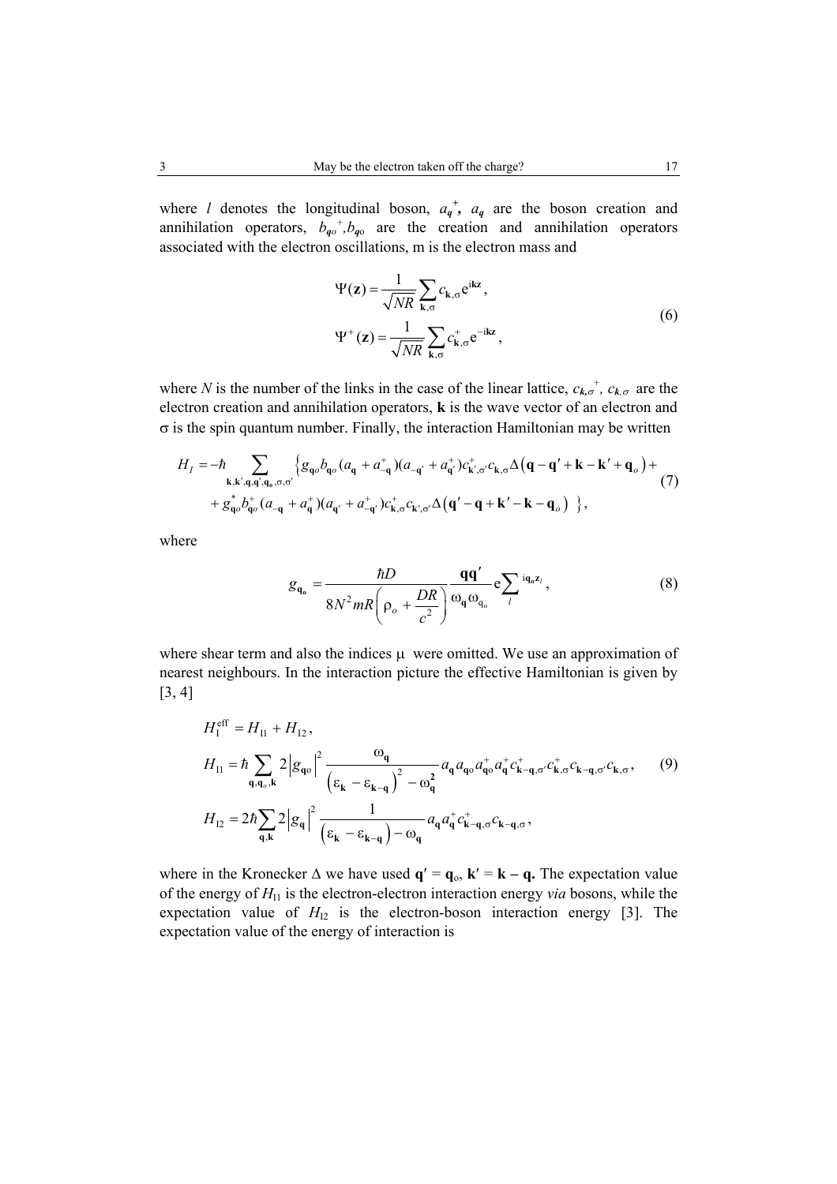where $l$ denotes the longitudinal boson, $a_q^+$, $a_q$ are the boson creation and annihilation operators, $b_{qo}^+, b_{qo}$ are the creation and annihilation operators associated with the electron oscillations, m is the electron mass and

$$\Psi(\mathbf{z}) = \frac{1}{\sqrt{NR}} \sum_{\mathbf{k},\sigma} c_{\mathbf{k},\sigma} \mathrm{e}^{\mathrm{i}\mathbf{kz}},$$
$$\Psi^+(\mathbf{z}) = \frac{1}{\sqrt{NR}} \sum_{\mathbf{k},\sigma} c_{\mathbf{k},\sigma}^+ \mathrm{e}^{-\mathrm{i}\mathbf{kz}}, \tag{6}$$

where $N$ is the number of the links in the case of the linear lattice, $c_{k,\sigma}^+$, $c_{k,\sigma}$ are the electron creation and annihilation operators, **k** is the wave vector of an electron and $\sigma$ is the spin quantum number. Finally, the interaction Hamiltonian may be written

$$H_I = -\hbar \sum_{\mathbf{k},\mathbf{k}',\mathbf{q},\mathbf{q}',\mathbf{q_o},\sigma,\sigma'} \Big\{ g_{\mathbf{q}o} b_{\mathbf{q}o} (a_{\mathbf{q}} + a_{-\mathbf{q}}^+)(a_{-\mathbf{q}'} + a_{\mathbf{q}'}^+) c_{\mathbf{k}',\sigma'}^+ c_{\mathbf{k},\sigma} \Delta\big(\mathbf{q} - \mathbf{q}' + \mathbf{k} - \mathbf{k}' + \mathbf{q}_o\big) +$$
$$+ g_{\mathbf{q}o}^* b_{\mathbf{q}o}^+ (a_{-\mathbf{q}} + a_{\mathbf{q}}^+)(a_{\mathbf{q}'} + a_{-\mathbf{q}'}^+) c_{\mathbf{k},\sigma}^+ c_{\mathbf{k}',\sigma'} \Delta\big(\mathbf{q}' - \mathbf{q} + \mathbf{k}' - \mathbf{k} - \mathbf{q}_o\big) \Big\}, \tag{7}$$

where

$$g_{\mathbf{q_o}} = \frac{\hbar D}{8N^2 mR\left(\rho_o + \dfrac{DR}{c^2}\right)} \frac{\mathbf{qq}'}{\omega_{\mathbf{q}}\omega_{\mathbf{q}_o}} \mathrm{e}^{\sum_l \mathrm{i}\mathbf{q_o z}_l}, \tag{8}$$

where shear term and also the indices $\mu$ were omitted. We use an approximation of nearest neighbours. In the interaction picture the effective Hamiltonian is given by [3, 4]

$$H_{\mathrm{I}}^{\mathrm{eff}} = H_{\mathrm{I}1} + H_{\mathrm{I}2},$$
$$H_{\mathrm{I}1} = \hbar \sum_{\mathbf{q},\mathbf{q}_o,\mathbf{k}} 2\left|g_{\mathbf{q}o}\right|^2 \frac{\omega_{\mathbf{q}}}{\left(\varepsilon_{\mathbf{k}} - \varepsilon_{\mathbf{k}-\mathbf{q}}\right)^2 - \omega_{\mathbf{q}}^2} a_{\mathbf{q}} a_{\mathbf{q}o} a_{\mathbf{q}o}^+ a_{\mathbf{q}}^+ c_{\mathbf{k}-\mathbf{q},\sigma'}^+ c_{\mathbf{k},\sigma}^+ c_{\mathbf{k}-\mathbf{q},\sigma'} c_{\mathbf{k},\sigma}, \tag{9}$$
$$H_{\mathrm{I}2} = 2\hbar \sum_{\mathbf{q},\mathbf{k}} 2\left|g_{\mathbf{q}}\right|^2 \frac{1}{\left(\varepsilon_{\mathbf{k}} - \varepsilon_{\mathbf{k}-\mathbf{q}}\right) - \omega_{\mathbf{q}}} a_{\mathbf{q}} a_{\mathbf{q}}^+ c_{\mathbf{k}-\mathbf{q},\sigma}^+ c_{\mathbf{k}-\mathbf{q},\sigma},$$

where in the Kronecker $\Delta$ we have used $\mathbf{q}' = \mathbf{q}_o$, $\mathbf{k}' = \mathbf{k} - \mathbf{q}$. The expectation value of the energy of $H_{\mathrm{I}1}$ is the electron-electron interaction energy *via* bosons, while the expectation value of $H_{\mathrm{I}2}$ is the electron-boson interaction energy [3]. The expectation value of the energy of interaction is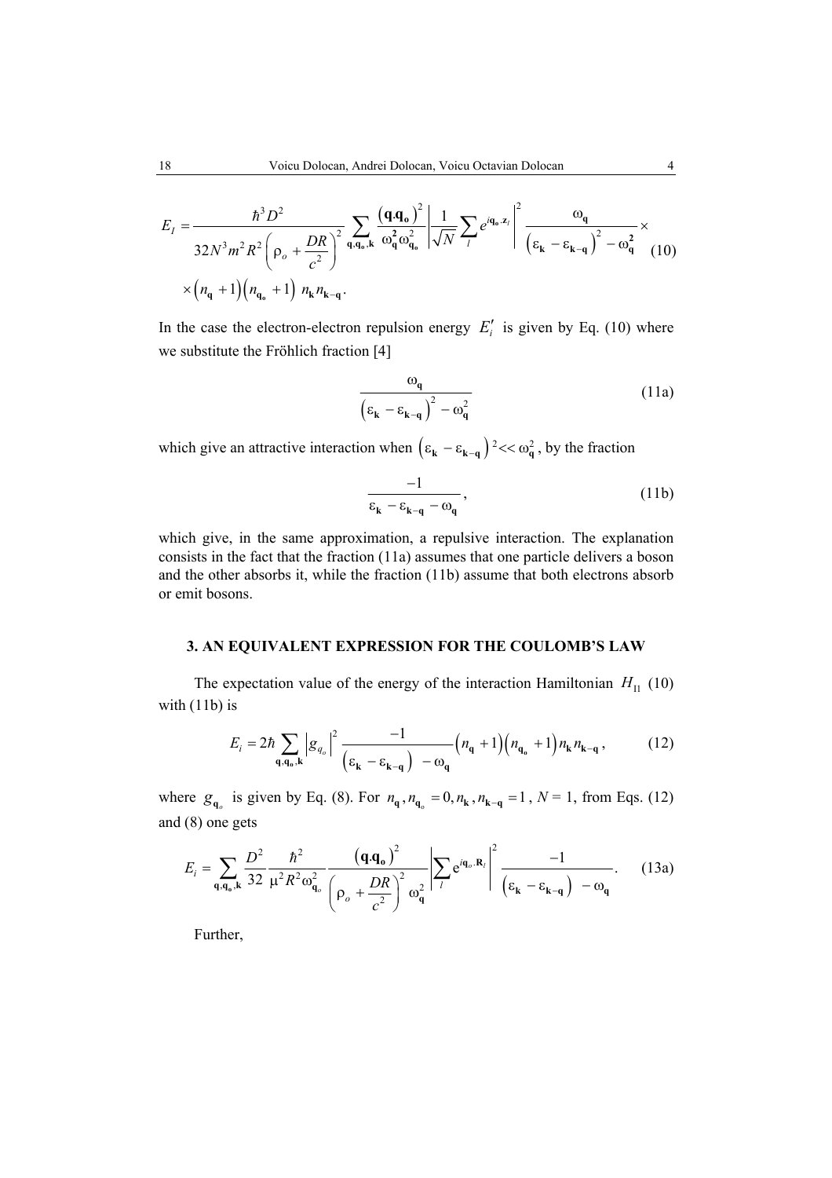$$E_I = \frac{\hbar^3 D^2}{32 N^3 m^2 R^2 \left(\rho_o + \frac{DR}{c^2}\right)^2} \sum_{\mathbf{q},\mathbf{q_o},\mathbf{k}} \frac{\left(\mathbf{q}.\mathbf{q_o}\right)^2}{\omega_{\mathbf{q}}^2 \omega_{\mathbf{q_o}}^2} \left| \frac{1}{\sqrt{N}} \sum_l e^{i\mathbf{q_o}.\mathbf{z}_l} \right|^2 \frac{\omega_{\mathbf{q}}}{\left(\varepsilon_{\mathbf{k}} - \varepsilon_{\mathbf{k}-\mathbf{q}}\right)^2 - \omega_{\mathbf{q}}^2} \times \tag{10}$$

$$\times \left(n_{\mathbf{q}} + 1\right)\left(n_{\mathbf{q_o}} + 1\right) n_{\mathbf{k}} n_{\mathbf{k}-\mathbf{q}} .$$

In the case the electron-electron repulsion energy $E_i'$ is given by Eq. (10) where we substitute the Fröhlich fraction [4]

$$\frac{\omega_{\mathbf{q}}}{\left(\varepsilon_{\mathbf{k}} - \varepsilon_{\mathbf{k}-\mathbf{q}}\right)^2 - \omega_{\mathbf{q}}^2} \tag{11a}$$

which give an attractive interaction when $\left(\varepsilon_{\mathbf{k}} - \varepsilon_{\mathbf{k}-\mathbf{q}}\right)^2 << \omega_{\mathbf{q}}^2$, by the fraction

$$\frac{-1}{\varepsilon_{\mathbf{k}} - \varepsilon_{\mathbf{k}-\mathbf{q}} - \omega_{\mathbf{q}}}, \tag{11b}$$

which give, in the same approximation, a repulsive interaction. The explanation consists in the fact that the fraction (11a) assumes that one particle delivers a boson and the other absorbs it, while the fraction (11b) assume that both electrons absorb or emit bosons.

## 3. AN EQUIVALENT EXPRESSION FOR THE COULOMB'S LAW

The expectation value of the energy of the interaction Hamiltonian $H_{11}$ (10) with (11b) is

$$E_i = 2\hbar \sum_{\mathbf{q},\mathbf{q_o},\mathbf{k}} \left|g_{q_o}\right|^2 \frac{-1}{\left(\varepsilon_{\mathbf{k}} - \varepsilon_{\mathbf{k}-\mathbf{q}}\right) - \omega_{\mathbf{q}}} \left(n_{\mathbf{q}} + 1\right)\left(n_{\mathbf{q_o}} + 1\right) n_{\mathbf{k}} n_{\mathbf{k}-\mathbf{q}}, \tag{12}$$

where $g_{\mathbf{q}_o}$ is given by Eq. (8). For $n_{\mathbf{q}}, n_{\mathbf{q_o}} = 0, n_{\mathbf{k}}, n_{\mathbf{k}-\mathbf{q}} = 1$, $N = 1$, from Eqs. (12) and (8) one gets

$$E_i = \sum_{\mathbf{q},\mathbf{q_o},\mathbf{k}} \frac{D^2}{32} \frac{\hbar^2}{\mu^2 R^2 \omega_{\mathbf{q}_o}^2} \frac{\left(\mathbf{q}.\mathbf{q_o}\right)^2}{\left(\rho_o + \frac{DR}{c^2}\right)^2 \omega_{\mathbf{q}}^2} \left| \sum_l \mathrm{e}^{i\mathbf{q}_o.\mathbf{R}_l} \right|^2 \frac{-1}{\left(\varepsilon_{\mathbf{k}} - \varepsilon_{\mathbf{k}-\mathbf{q}}\right) - \omega_{\mathbf{q}}}. \tag{13a}$$

Further,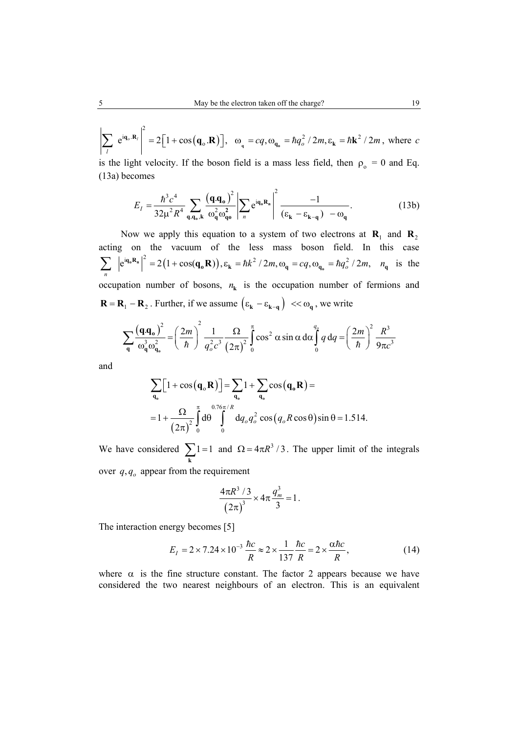$\left|\sum_l \mathrm{e}^{\mathrm{i}\mathbf{q}_o.\mathbf{R}_l}\right|^2 = 2\left[1+\cos\left(\mathbf{q}_o.\mathbf{R}\right)\right]$, $\omega_{\mathbf{q}} = cq, \omega_{\mathbf{q_o}} = \hbar q_o^2/2m, \varepsilon_{\mathbf{k}} = \hbar\mathbf{k}^2/2m$, where $c$ is the light velocity. If the boson field is a mass less field, then $\rho_o = 0$ and Eq. (13a) becomes

$$E_I = \frac{\hbar^3 c^4}{32\mu^2 R^4} \sum_{\mathbf{q},\mathbf{q_o},\mathbf{k}} \frac{\left(\mathbf{q}.\mathbf{q_o}\right)^2}{\omega_{\mathbf{q}}^2 \omega_{\mathbf{qo}}^2} \left|\sum_n \mathrm{e}^{\mathrm{i}\mathbf{q_o}\mathbf{R_n}}\right|^2 \frac{-1}{\left(\varepsilon_{\mathbf{k}} - \varepsilon_{\mathbf{k-q}}\right) - \omega_{\mathbf{q}}}. \tag{13b}$$

Now we apply this equation to a system of two electrons at $\mathbf{R}_1$ and $\mathbf{R}_2$ acting on the vacuum of the less mass boson field. In this case $\sum_n \left|\mathrm{e}^{\mathrm{i}\mathbf{q_o}\mathbf{R_n}}\right|^2 = 2\left(1+\cos(\mathbf{q_o}\mathbf{R})\right), \varepsilon_{\mathbf{k}} = \hbar k^2/2m, \omega_{\mathbf{q}} = cq, \omega_{\mathbf{q_o}} = \hbar q_o^2/2m,$ $n_{\mathbf{q}}$ is the occupation number of bosons, $n_{\mathbf{k}}$ is the occupation number of fermions and $\mathbf{R} = \mathbf{R}_1 - \mathbf{R}_2$. Further, if we assume $\left(\varepsilon_{\mathbf{k}} - \varepsilon_{\mathbf{k-q}}\right) << \omega_{\mathbf{q}}$, we write

$$\sum_{\mathbf{q}} \frac{\left(\mathbf{q}.\mathbf{q_o}\right)^2}{\omega_{\mathbf{q}}^3 \omega_{\mathbf{q_o}}^2} = \left(\frac{2m}{\hbar}\right)^2 \frac{1}{q_o^2 c^3} \frac{\Omega}{\left(2\pi\right)^2} \int_0^{\pi} \cos^2\alpha \sin\alpha \,\mathrm{d}\alpha \int_0^{q_a} q\,\mathrm{d}q = \left(\frac{2m}{\hbar}\right)^2 \frac{R^3}{9\pi c^3}$$

and

$$\sum_{\mathbf{q_o}} \left[1+\cos\left(\mathbf{q}_o\mathbf{R}\right)\right] = \sum_{\mathbf{q_o}} 1 + \sum_{\mathbf{q_o}} \cos\left(\mathbf{q_o}\mathbf{R}\right) =$$

$$= 1 + \frac{\Omega}{\left(2\pi\right)^2} \int_0^{\pi} \mathrm{d}\theta \int_0^{0.76\pi/R} \mathrm{d}q_o q_o^2 \cos\left(q_o R\cos\theta\right) \sin\theta = 1.514.$$

We have considered $\sum_{\mathbf{k}} 1 = 1$ and $\Omega = 4\pi R^3/3$. The upper limit of the integrals over $q, q_o$ appear from the requirement

$$\frac{4\pi R^3/3}{\left(2\pi\right)^3} \times 4\pi \frac{q_m^3}{3} = 1.$$

The interaction energy becomes [5]

$$E_I = 2\times 7.24\times 10^{-3} \frac{\hbar c}{R} \approx 2\times \frac{1}{137}\frac{\hbar c}{R} = 2\times \frac{\alpha\hbar c}{R}, \tag{14}$$

where $\alpha$ is the fine structure constant. The factor 2 appears because we have considered the two nearest neighbours of an electron. This is an equivalent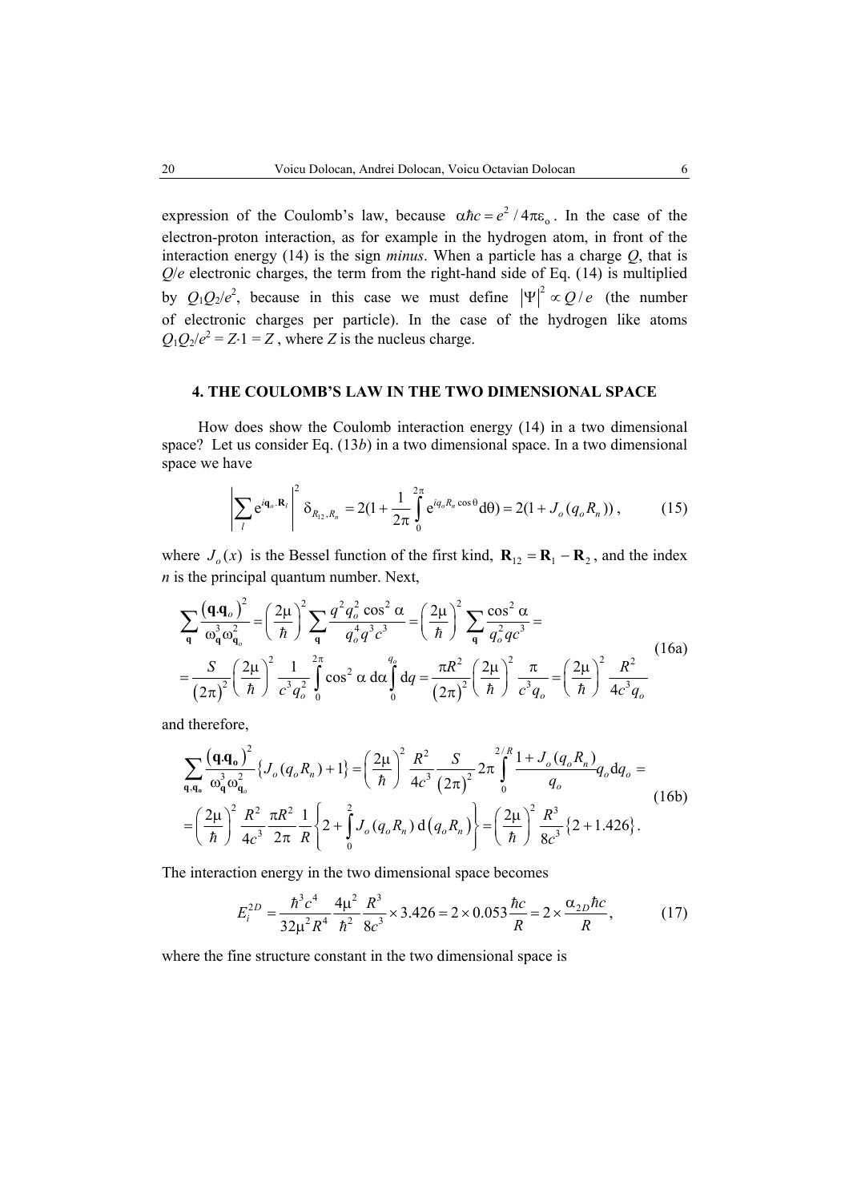expression of the Coulomb's law, because $\alpha\hbar c = e^2/4\pi\varepsilon_o$. In the case of the electron-proton interaction, as for example in the hydrogen atom, in front of the interaction energy (14) is the sign *minus*. When a particle has a charge $Q$, that is $Q/e$ electronic charges, the term from the right-hand side of Eq. (14) is multiplied by $Q_1Q_2/e^2$, because in this case we must define $|\Psi|^2 \propto Q/e$ (the number of electronic charges per particle). In the case of the hydrogen like atoms $Q_1Q_2/e^2 = Z\cdot 1 = Z$, where $Z$ is the nucleus charge.

## 4. THE COULOMB'S LAW IN THE TWO DIMENSIONAL SPACE

How does show the Coulomb interaction energy (14) in a two dimensional space? Let us consider Eq. (13*b*) in a two dimensional space. In a two dimensional space we have

$$\left|\sum_l \mathrm{e}^{i\mathbf{q}_o\cdot\mathbf{R}_l}\right|^2 \delta_{R_{12},R_n} = 2\left(1 + \frac{1}{2\pi}\int_0^{2\pi} \mathrm{e}^{iq_oR_n\cos\theta}\mathrm{d}\theta\right) = 2\left(1 + J_o(q_oR_n)\right), \tag{15}$$

where $J_o(x)$ is the Bessel function of the first kind, $\mathbf{R}_{12} = \mathbf{R}_1 - \mathbf{R}_2$, and the index $n$ is the principal quantum number. Next,

$$\begin{aligned}
&\sum_{\mathbf{q}} \frac{\left(\mathbf{q}.\mathbf{q}_o\right)^2}{\omega_{\mathbf{q}}^3\omega_{\mathbf{q}_o}^2} = \left(\frac{2\mu}{\hbar}\right)^2 \sum_{\mathbf{q}} \frac{q^2q_o^2\cos^2\alpha}{q_o^4q^3c^3} = \left(\frac{2\mu}{\hbar}\right)^2 \sum_{\mathbf{q}} \frac{\cos^2\alpha}{q_o^2qc^3} = \\
&= \frac{S}{\left(2\pi\right)^2}\left(\frac{2\mu}{\hbar}\right)^2 \frac{1}{c^3q_o^2}\int_0^{2\pi}\cos^2\alpha\,\mathrm{d}\alpha\int_0^{q_o}\mathrm{d}q = \frac{\pi R^2}{\left(2\pi\right)^2}\left(\frac{2\mu}{\hbar}\right)^2\frac{\pi}{c^3q_o} = \left(\frac{2\mu}{\hbar}\right)^2\frac{R^2}{4c^3q_o}
\end{aligned} \tag{16a}$$

and therefore,

$$\begin{aligned}
&\sum_{\mathbf{q},\mathbf{q}_o} \frac{\left(\mathbf{q}.\mathbf{q}_o\right)^2}{\omega_{\mathbf{q}}^3\omega_{\mathbf{q}_o}^2}\left\{J_o(q_oR_n)+1\right\} = \left(\frac{2\mu}{\hbar}\right)^2\frac{R^2}{4c^3}\frac{S}{\left(2\pi\right)^2}2\pi\int_0^{2/R}\frac{1+J_o(q_oR_n)}{q_o}q_o\mathrm{d}q_o = \\
&= \left(\frac{2\mu}{\hbar}\right)^2\frac{R^2}{4c^3}\frac{\pi R^2}{2\pi}\frac{1}{R}\left\{2+\int_0^2 J_o(q_oR_n)\,\mathrm{d}\left(q_oR_n\right)\right\} = \left(\frac{2\mu}{\hbar}\right)^2\frac{R^3}{8c^3}\left\{2+1.426\right\}.
\end{aligned} \tag{16b}$$

The interaction energy in the two dimensional space becomes

$$E_i^{2D} = \frac{\hbar^3c^4}{32\mu^2R^4}\frac{4\mu^2}{\hbar^2}\frac{R^3}{8c^3}\times 3.426 = 2\times 0.053\frac{\hbar c}{R} = 2\times\frac{\alpha_{2D}\hbar c}{R}, \tag{17}$$

where the fine structure constant in the two dimensional space is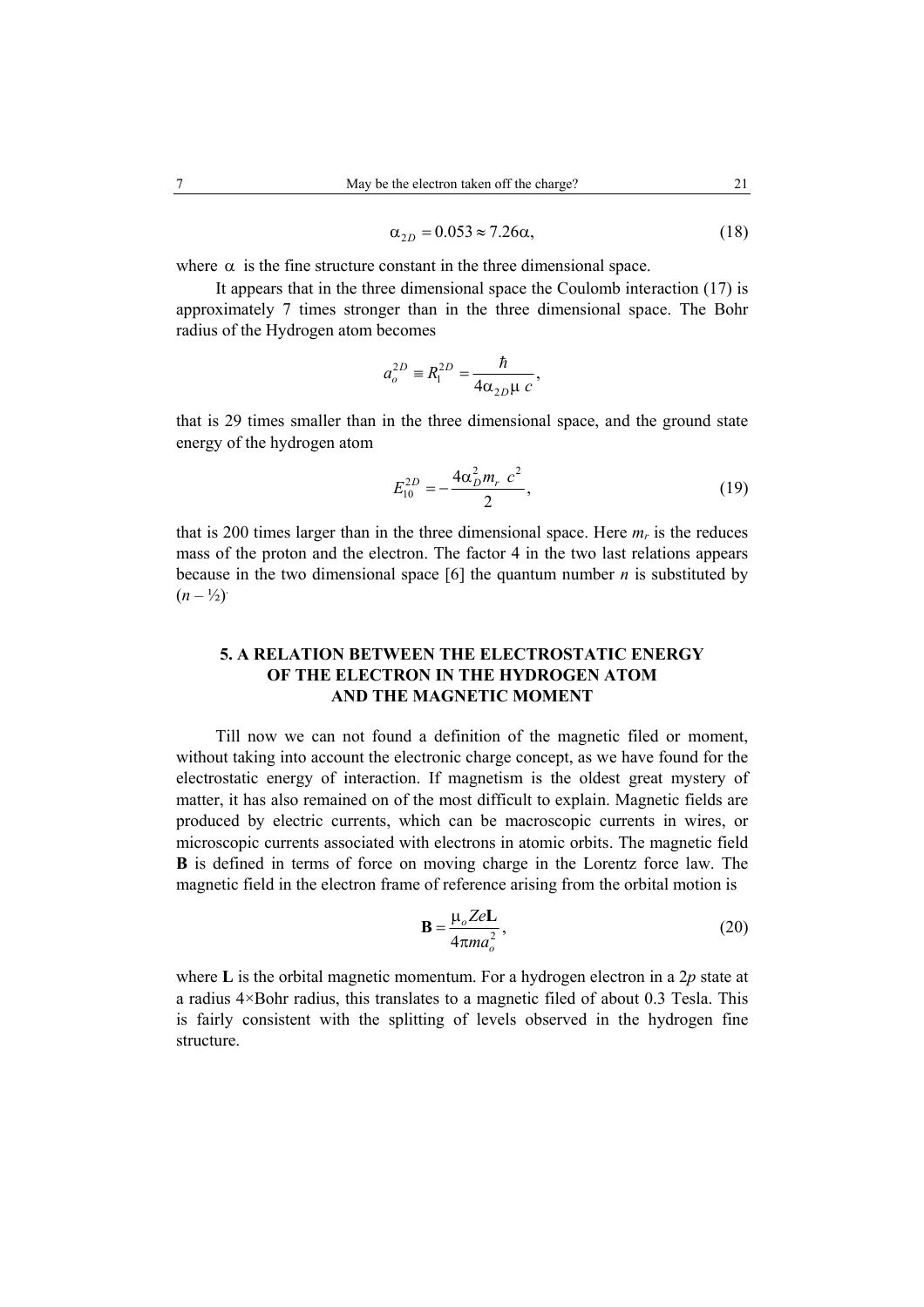$$\alpha_{2D} = 0.053 \approx 7.26\alpha, \tag{18}$$

where $\alpha$ is the fine structure constant in the three dimensional space.

It appears that in the three dimensional space the Coulomb interaction (17) is approximately 7 times stronger than in the three dimensional space. The Bohr radius of the Hydrogen atom becomes

$$a_o^{2D} \equiv R_1^{2D} = \frac{\hbar}{4\alpha_{2D}\mu\, c},$$

that is 29 times smaller than in the three dimensional space, and the ground state energy of the hydrogen atom

$$E_{10}^{2D} = -\frac{4\alpha_D^2 m_r\, c^2}{2}, \tag{19}$$

that is 200 times larger than in the three dimensional space. Here $m_r$ is the reduces mass of the proton and the electron. The factor 4 in the two last relations appears because in the two dimensional space [6] the quantum number $n$ is substituted by $(n - ½)$.

## 5. A RELATION BETWEEN THE ELECTROSTATIC ENERGY OF THE ELECTRON IN THE HYDROGEN ATOM AND THE MAGNETIC MOMENT

Till now we can not found a definition of the magnetic filed or moment, without taking into account the electronic charge concept, as we have found for the electrostatic energy of interaction. If magnetism is the oldest great mystery of matter, it has also remained on of the most difficult to explain. Magnetic fields are produced by electric currents, which can be macroscopic currents in wires, or microscopic currents associated with electrons in atomic orbits. The magnetic field **B** is defined in terms of force on moving charge in the Lorentz force law. The magnetic field in the electron frame of reference arising from the orbital motion is

$$\mathbf{B} = \frac{\mu_o Ze\mathbf{L}}{4\pi m a_o^2}, \tag{20}$$

where **L** is the orbital magnetic momentum. For a hydrogen electron in a 2*p* state at a radius 4×Bohr radius, this translates to a magnetic filed of about 0.3 Tesla. This is fairly consistent with the splitting of levels observed in the hydrogen fine structure.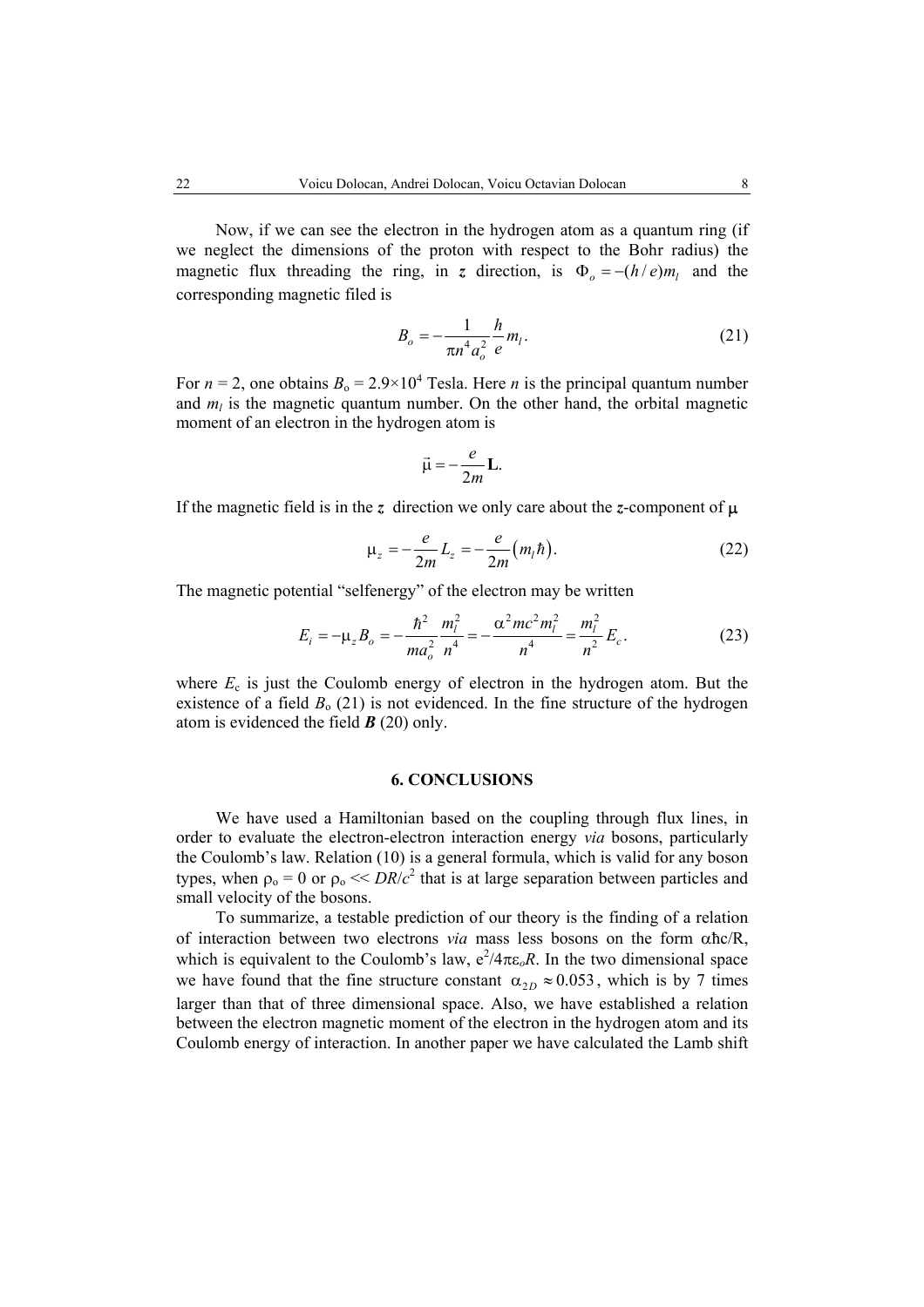Now, if we can see the electron in the hydrogen atom as a quantum ring (if we neglect the dimensions of the proton with respect to the Bohr radius) the magnetic flux threading the ring, in $\boldsymbol{z}$ direction, is $\Phi_o = -(h/e)m_l$ and the corresponding magnetic filed is

$$B_o = -\frac{1}{\pi n^4 a_o^2}\frac{h}{e}m_l. \tag{21}$$

For $n = 2$, one obtains $B_o = 2.9\times10^4$ Tesla. Here $n$ is the principal quantum number and $m_l$ is the magnetic quantum number. On the other hand, the orbital magnetic moment of an electron in the hydrogen atom is

$$\vec{\mu} = -\frac{e}{2m}\mathbf{L}.$$

If the magnetic field is in the $\boldsymbol{z}$ direction we only care about the $\boldsymbol{z}$-component of $\mu$

$$\mu_z = -\frac{e}{2m}L_z = -\frac{e}{2m}\left(m_l\hbar\right). \tag{22}$$

The magnetic potential "selfenergy" of the electron may be written

$$E_i = -\mu_z B_o = -\frac{\hbar^2}{ma_o^2}\frac{m_l^2}{n^4} = -\frac{\alpha^2 mc^2 m_l^2}{n^4} = \frac{m_l^2}{n^2}E_c. \tag{23}$$

where $E_c$ is just the Coulomb energy of electron in the hydrogen atom. But the existence of a field $B_o$ (21) is not evidenced. In the fine structure of the hydrogen atom is evidenced the field $\boldsymbol{B}$ (20) only.

## 6. CONCLUSIONS

We have used a Hamiltonian based on the coupling through flux lines, in order to evaluate the electron-electron interaction energy *via* bosons, particularly the Coulomb's law. Relation (10) is a general formula, which is valid for any boson types, when $\rho_o = 0$ or $\rho_o << DR/c^2$ that is at large separation between particles and small velocity of the bosons.

To summarize, a testable prediction of our theory is the finding of a relation of interaction between two electrons *via* mass less bosons on the form $\alpha\hbar c/R$, which is equivalent to the Coulomb's law, $e^2/4\pi\varepsilon_o R$. In the two dimensional space we have found that the fine structure constant $\alpha_{2D} \approx 0.053$, which is by 7 times larger than that of three dimensional space. Also, we have established a relation between the electron magnetic moment of the electron in the hydrogen atom and its Coulomb energy of interaction. In another paper we have calculated the Lamb shift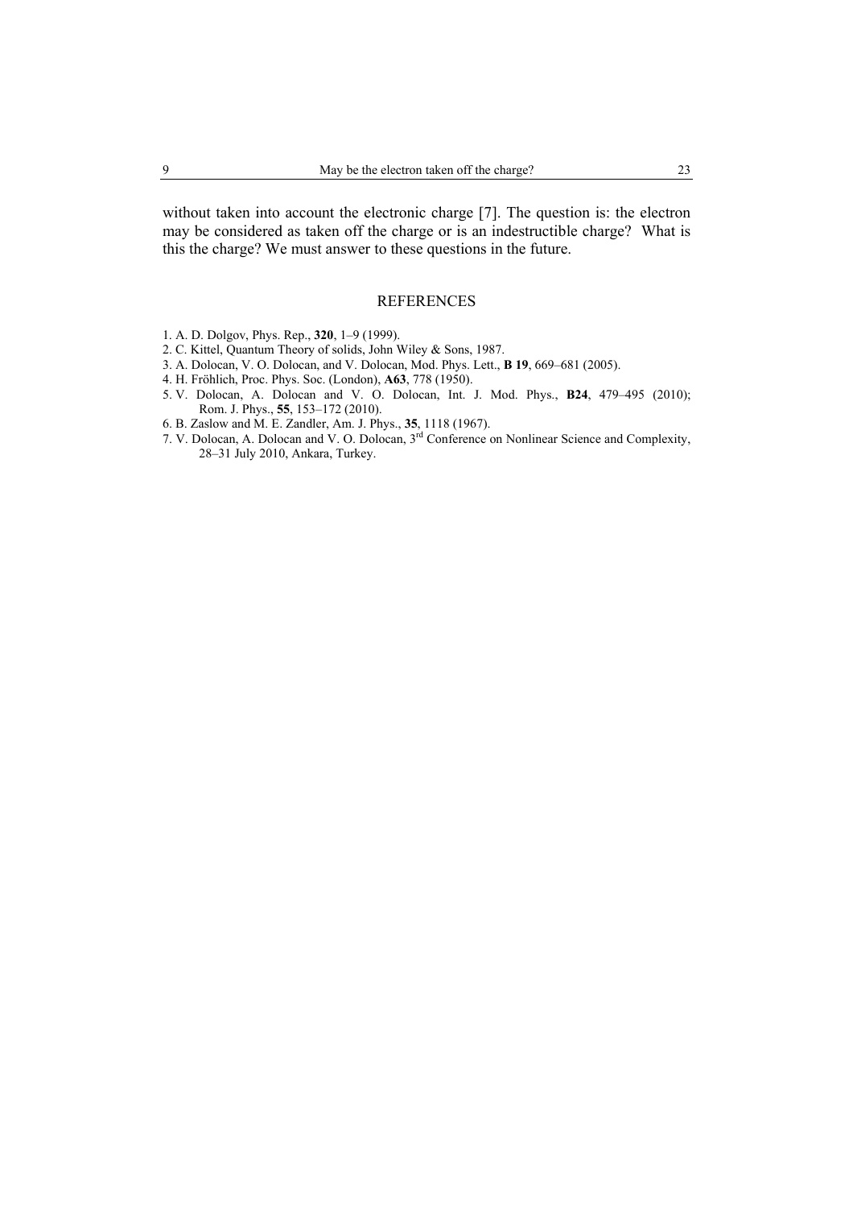without taken into account the electronic charge [7]. The question is: the electron may be considered as taken off the charge or is an indestructible charge? What is this the charge? We must answer to these questions in the future.

## REFERENCES

1. A. D. Dolgov, Phys. Rep., **320**, 1–9 (1999).
2. C. Kittel, Quantum Theory of solids, John Wiley & Sons, 1987.
3. A. Dolocan, V. O. Dolocan, and V. Dolocan, Mod. Phys. Lett., **B 19**, 669–681 (2005).
4. H. Fröhlich, Proc. Phys. Soc. (London), **A63**, 778 (1950).
5. V. Dolocan, A. Dolocan and V. O. Dolocan, Int. J. Mod. Phys., **B24**, 479–495 (2010); Rom. J. Phys., **55**, 153–172 (2010).
6. B. Zaslow and M. E. Zandler, Am. J. Phys., **35**, 1118 (1967).
7. V. Dolocan, A. Dolocan and V. O. Dolocan, 3rd Conference on Nonlinear Science and Complexity, 28–31 July 2010, Ankara, Turkey.